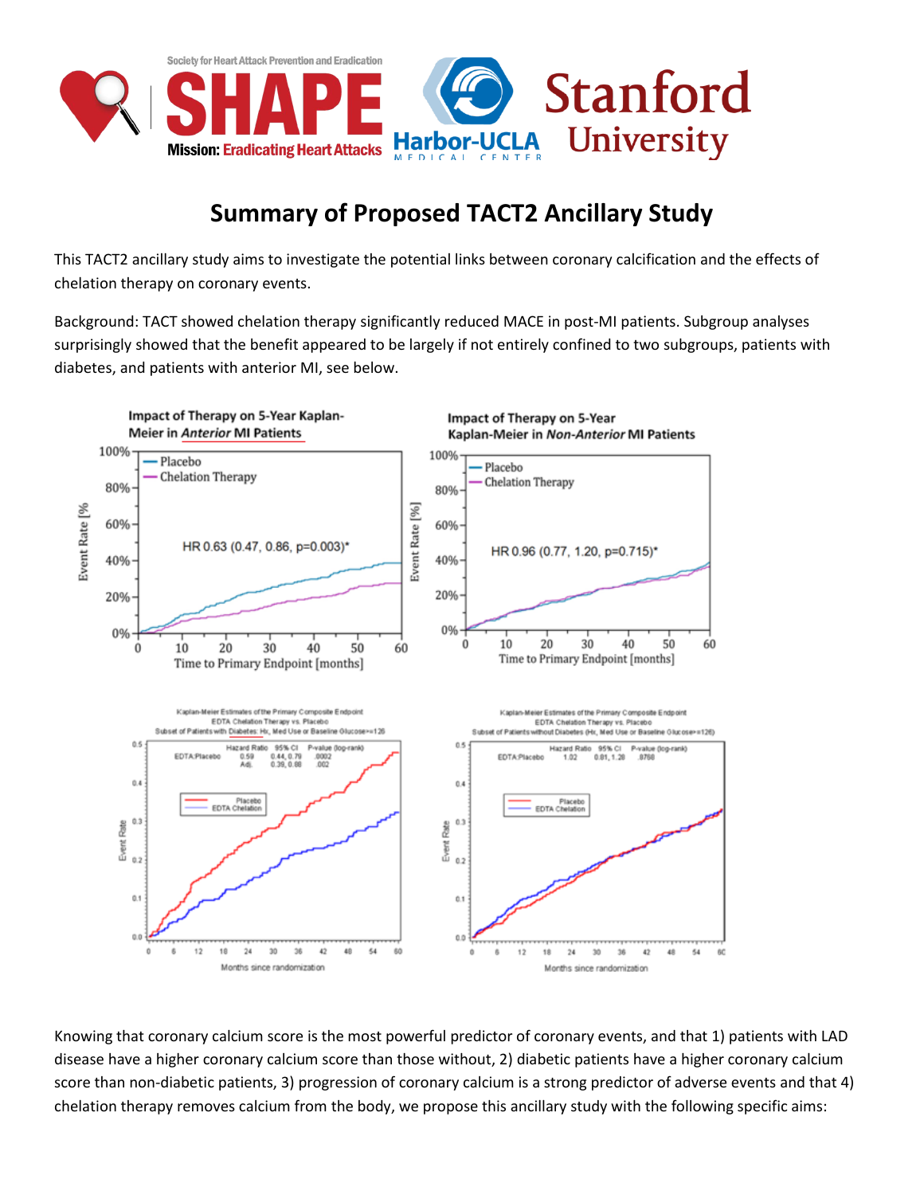# Summary of Proposed TACT2 Ancillary Study

This TACT2 ancillary study aims to investigate the potential links between coronary calcification and the effects of chelation therapy on coronary events.

Background: TACT showed chelation therapy significantly reduced MACE in post-MI patients. Subgroup analyses surprisingly showed that the benefit appeared to be largely if not entirely confined to two subgroups, patients with diabetes, and patients with anterior MI, see below.

Knowing that coronary calcium score is the most powerful predictor of coronary events, and that 1) patients with LAD disease have a higher coronary calcium score than those without, 2) diabetic patients have a higher coronary calcium score than non-diabetic patients, 3) progression of coronary calcium is a strong predictor of adverse events and that 4) chelation therapy removes calcium from the body, we propose this ancillary study with the following specific aims: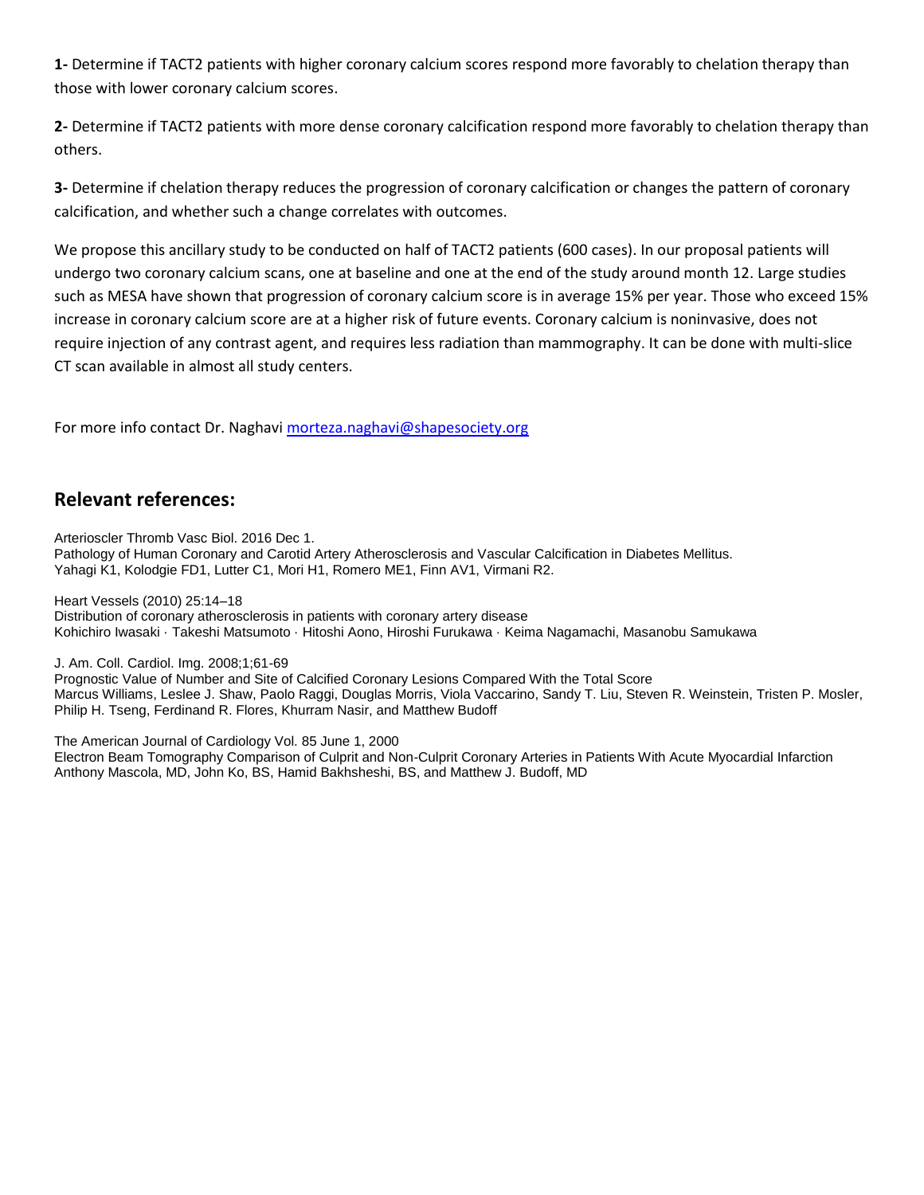**1-** Determine if TACT2 patients with higher coronary calcium scores respond more favorably to chelation therapy than those with lower coronary calcium scores.

**2-** Determine if TACT2 patients with more dense coronary calcification respond more favorably to chelation therapy than others.

**3-** Determine if chelation therapy reduces the progression of coronary calcification or changes the pattern of coronary calcification, and whether such a change correlates with outcomes.

We propose this ancillary study to be conducted on half of TACT2 patients (600 cases). In our proposal patients will undergo two coronary calcium scans, one at baseline and one at the end of the study around month 12. Large studies such as MESA have shown that progression of coronary calcium score is in average 15% per year. Those who exceed 15% increase in coronary calcium score are at a higher risk of future events. Coronary calcium is noninvasive, does not require injection of any contrast agent, and requires less radiation than mammography. It can be done with multi-slice CT scan available in almost all study centers.

For more info contact Dr. Naghavi [morteza.naghavi@shapesociety.org](mailto:morteza.naghavi@shapesociety.org)

## Relevant references:

Arterioscler Thromb Vasc Biol. 2016 Dec 1.
Pathology of Human Coronary and Carotid Artery Atherosclerosis and Vascular Calcification in Diabetes Mellitus.
Yahagi K1, Kolodgie FD1, Lutter C1, Mori H1, Romero ME1, Finn AV1, Virmani R2.

Heart Vessels (2010) 25:14–18
Distribution of coronary atherosclerosis in patients with coronary artery disease
Kohichiro Iwasaki · Takeshi Matsumoto · Hitoshi Aono, Hiroshi Furukawa · Keima Nagamachi, Masanobu Samukawa

J. Am. Coll. Cardiol. Img. 2008;1;61-69
Prognostic Value of Number and Site of Calcified Coronary Lesions Compared With the Total Score
Marcus Williams, Leslee J. Shaw, Paolo Raggi, Douglas Morris, Viola Vaccarino, Sandy T. Liu, Steven R. Weinstein, Tristen P. Mosler, Philip H. Tseng, Ferdinand R. Flores, Khurram Nasir, and Matthew Budoff

The American Journal of Cardiology Vol. 85 June 1, 2000
Electron Beam Tomography Comparison of Culprit and Non-Culprit Coronary Arteries in Patients With Acute Myocardial Infarction
Anthony Mascola, MD, John Ko, BS, Hamid Bakhsheshi, BS, and Matthew J. Budoff, MD